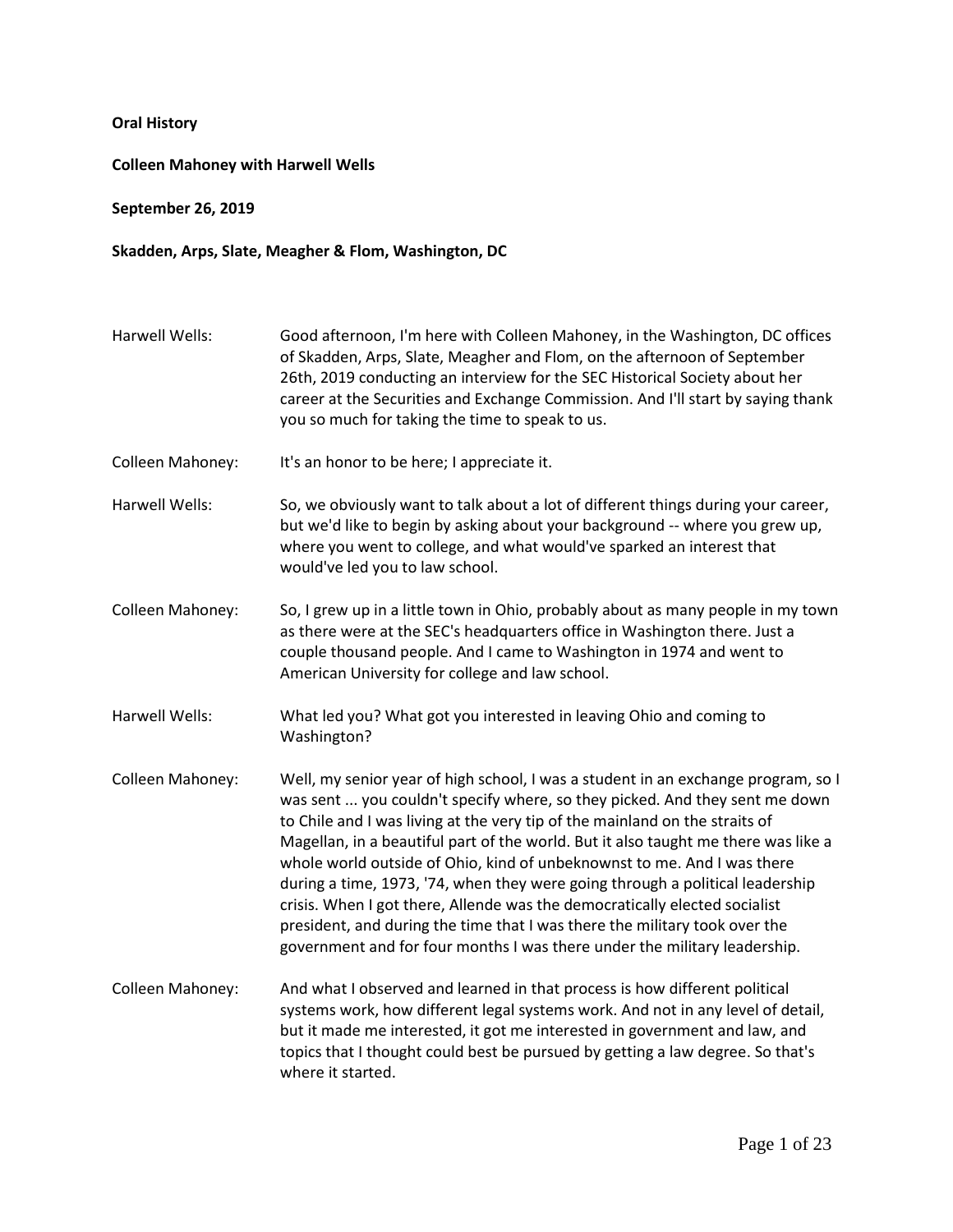**Oral History**

**Colleen Mahoney with Harwell Wells**

**September 26, 2019**

**Skadden, Arps, Slate, Meagher & Flom, Washington, DC**

Harwell Wells: Good afternoon, I'm here with Colleen Mahoney, in the Washington, DC offices of Skadden, Arps, Slate, Meagher and Flom, on the afternoon of September 26th, 2019 conducting an interview for the SEC Historical Society about her career at the Securities and Exchange Commission. And I'll start by saying thank you so much for taking the time to speak to us.

Colleen Mahoney: It's an honor to be here; I appreciate it.

Harwell Wells: So, we obviously want to talk about a lot of different things during your career, but we'd like to begin by asking about your background -- where you grew up, where you went to college, and what would've sparked an interest that would've led you to law school.

Colleen Mahoney: So, I grew up in a little town in Ohio, probably about as many people in my town as there were at the SEC's headquarters office in Washington there. Just a couple thousand people. And I came to Washington in 1974 and went to American University for college and law school.

Harwell Wells: What led you? What got you interested in leaving Ohio and coming to Washington?

Colleen Mahoney: Well, my senior year of high school, I was a student in an exchange program, so I was sent ... you couldn't specify where, so they picked. And they sent me down to Chile and I was living at the very tip of the mainland on the straits of Magellan, in a beautiful part of the world. But it also taught me there was like a whole world outside of Ohio, kind of unbeknownst to me. And I was there during a time, 1973, '74, when they were going through a political leadership crisis. When I got there, Allende was the democratically elected socialist president, and during the time that I was there the military took over the government and for four months I was there under the military leadership.

Colleen Mahoney: And what I observed and learned in that process is how different political systems work, how different legal systems work. And not in any level of detail, but it made me interested, it got me interested in government and law, and topics that I thought could best be pursued by getting a law degree. So that's where it started.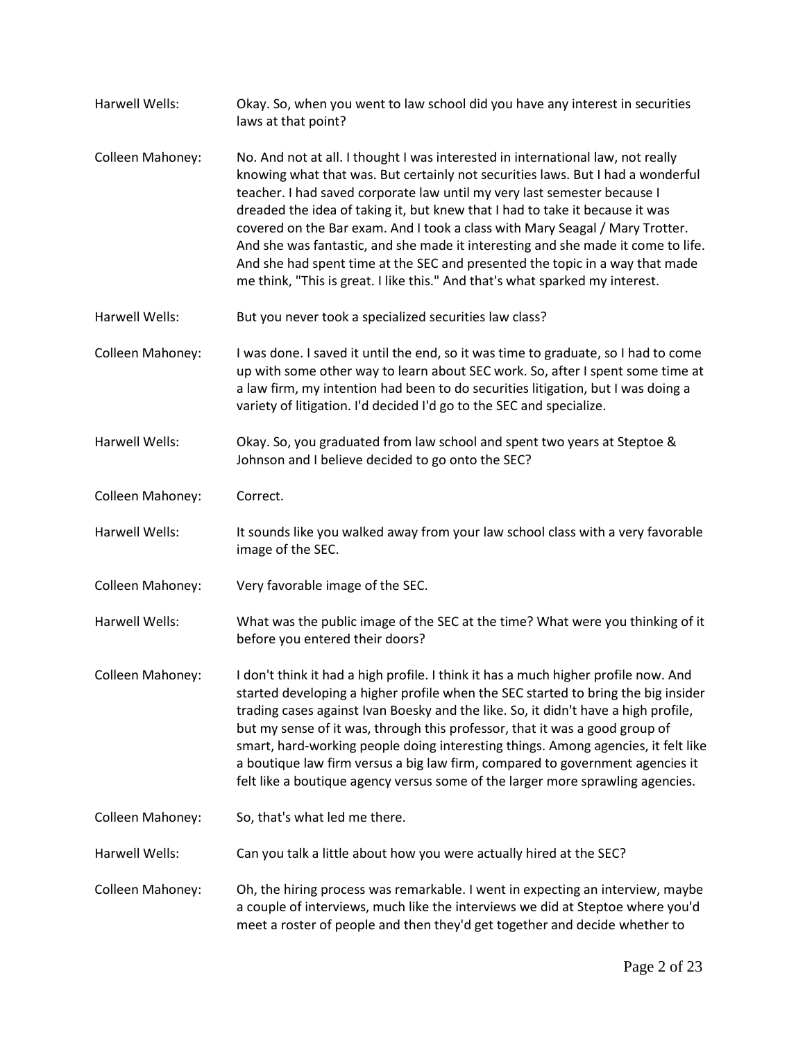**Harwell Wells:** Okay. So, when you went to law school did you have any interest in securities laws at that point?

**Colleen Mahoney:** No. And not at all. I thought I was interested in international law, not really knowing what that was. But certainly not securities laws. But I had a wonderful teacher. I had saved corporate law until my very last semester because I dreaded the idea of taking it, but knew that I had to take it because it was covered on the Bar exam. And I took a class with Mary Seagal / Mary Trotter. And she was fantastic, and she made it interesting and she made it come to life. And she had spent time at the SEC and presented the topic in a way that made me think, "This is great. I like this." And that's what sparked my interest.

**Harwell Wells:** But you never took a specialized securities law class?

**Colleen Mahoney:** I was done. I saved it until the end, so it was time to graduate, so I had to come up with some other way to learn about SEC work. So, after I spent some time at a law firm, my intention had been to do securities litigation, but I was doing a variety of litigation. I'd decided I'd go to the SEC and specialize.

**Harwell Wells:** Okay. So, you graduated from law school and spent two years at Steptoe & Johnson and I believe decided to go onto the SEC?

**Colleen Mahoney:** Correct.

**Harwell Wells:** It sounds like you walked away from your law school class with a very favorable image of the SEC.

**Colleen Mahoney:** Very favorable image of the SEC.

**Harwell Wells:** What was the public image of the SEC at the time? What were you thinking of it before you entered their doors?

**Colleen Mahoney:** I don't think it had a high profile. I think it has a much higher profile now. And started developing a higher profile when the SEC started to bring the big insider trading cases against Ivan Boesky and the like. So, it didn't have a high profile, but my sense of it was, through this professor, that it was a good group of smart, hard-working people doing interesting things. Among agencies, it felt like a boutique law firm versus a big law firm, compared to government agencies it felt like a boutique agency versus some of the larger more sprawling agencies.

**Colleen Mahoney:** So, that's what led me there.

**Harwell Wells:** Can you talk a little about how you were actually hired at the SEC?

**Colleen Mahoney:** Oh, the hiring process was remarkable. I went in expecting an interview, maybe a couple of interviews, much like the interviews we did at Steptoe where you'd meet a roster of people and then they'd get together and decide whether to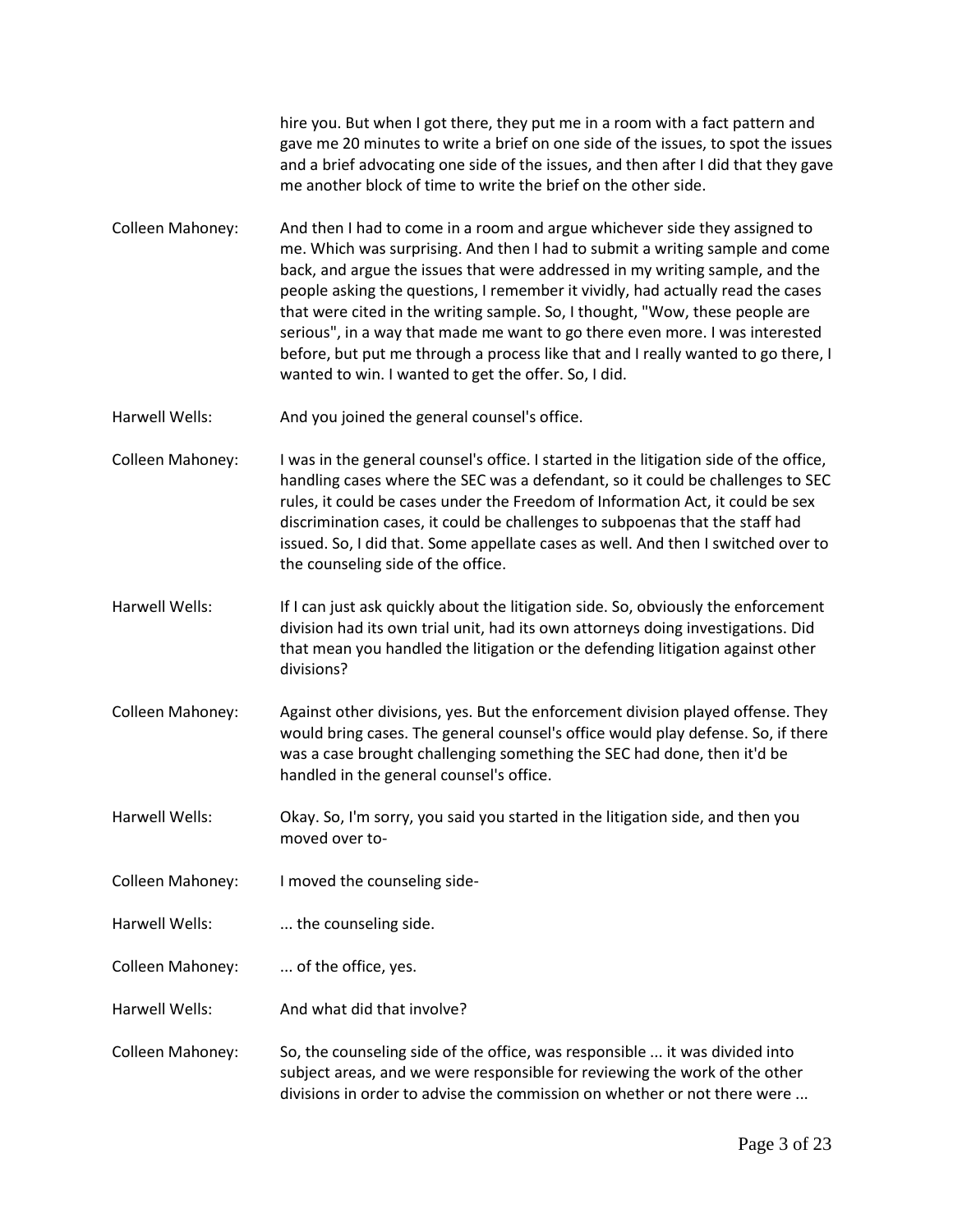hire you. But when I got there, they put me in a room with a fact pattern and gave me 20 minutes to write a brief on one side of the issues, to spot the issues and a brief advocating one side of the issues, and then after I did that they gave me another block of time to write the brief on the other side.

Colleen Mahoney: And then I had to come in a room and argue whichever side they assigned to me. Which was surprising. And then I had to submit a writing sample and come back, and argue the issues that were addressed in my writing sample, and the people asking the questions, I remember it vividly, had actually read the cases that were cited in the writing sample. So, I thought, "Wow, these people are serious", in a way that made me want to go there even more. I was interested before, but put me through a process like that and I really wanted to go there, I wanted to win. I wanted to get the offer. So, I did.

Harwell Wells: And you joined the general counsel's office.

Colleen Mahoney: I was in the general counsel's office. I started in the litigation side of the office, handling cases where the SEC was a defendant, so it could be challenges to SEC rules, it could be cases under the Freedom of Information Act, it could be sex discrimination cases, it could be challenges to subpoenas that the staff had issued. So, I did that. Some appellate cases as well. And then I switched over to the counseling side of the office.

Harwell Wells: If I can just ask quickly about the litigation side. So, obviously the enforcement division had its own trial unit, had its own attorneys doing investigations. Did that mean you handled the litigation or the defending litigation against other divisions?

Colleen Mahoney: Against other divisions, yes. But the enforcement division played offense. They would bring cases. The general counsel's office would play defense. So, if there was a case brought challenging something the SEC had done, then it'd be handled in the general counsel's office.

Harwell Wells: Okay. So, I'm sorry, you said you started in the litigation side, and then you moved over to-

Colleen Mahoney: I moved the counseling side-

Harwell Wells: ... the counseling side.

Colleen Mahoney: ... of the office, yes.

Harwell Wells: And what did that involve?

Colleen Mahoney: So, the counseling side of the office, was responsible ... it was divided into subject areas, and we were responsible for reviewing the work of the other divisions in order to advise the commission on whether or not there were ...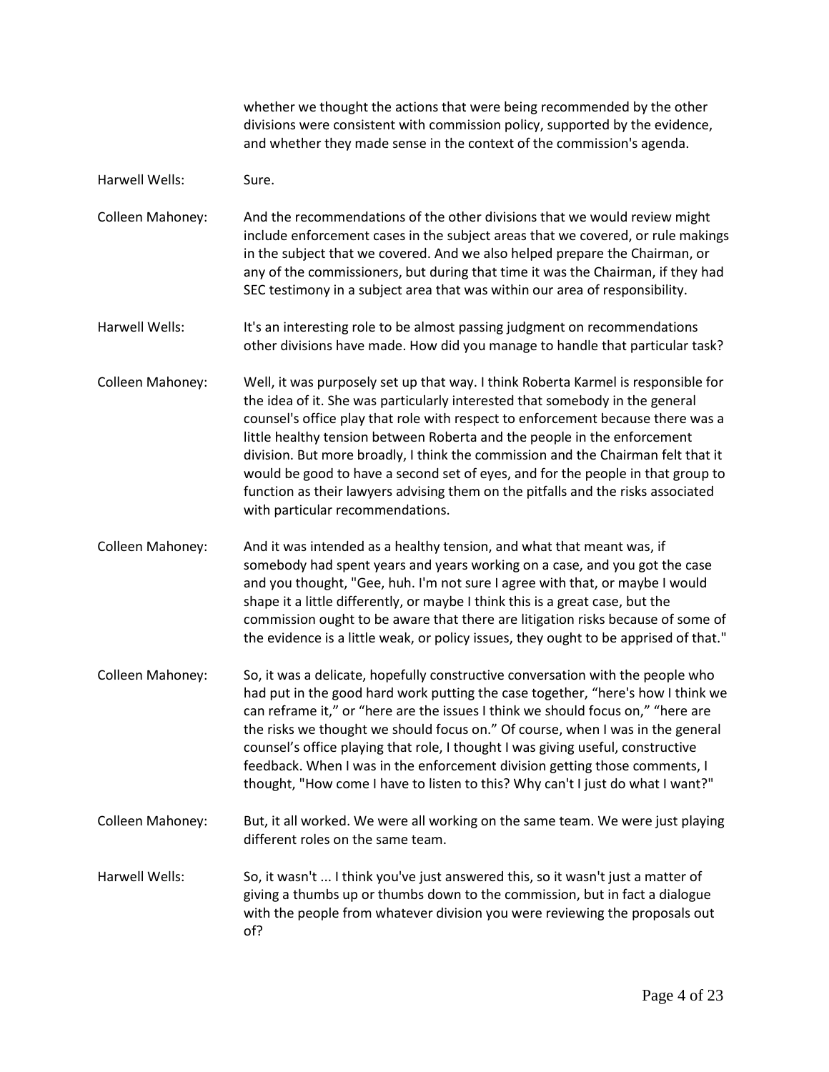whether we thought the actions that were being recommended by the other divisions were consistent with commission policy, supported by the evidence, and whether they made sense in the context of the commission's agenda.

**Harwell Wells:** Sure.

**Colleen Mahoney:** And the recommendations of the other divisions that we would review might include enforcement cases in the subject areas that we covered, or rule makings in the subject that we covered. And we also helped prepare the Chairman, or any of the commissioners, but during that time it was the Chairman, if they had SEC testimony in a subject area that was within our area of responsibility.

**Harwell Wells:** It's an interesting role to be almost passing judgment on recommendations other divisions have made. How did you manage to handle that particular task?

**Colleen Mahoney:** Well, it was purposely set up that way. I think Roberta Karmel is responsible for the idea of it. She was particularly interested that somebody in the general counsel's office play that role with respect to enforcement because there was a little healthy tension between Roberta and the people in the enforcement division. But more broadly, I think the commission and the Chairman felt that it would be good to have a second set of eyes, and for the people in that group to function as their lawyers advising them on the pitfalls and the risks associated with particular recommendations.

**Colleen Mahoney:** And it was intended as a healthy tension, and what that meant was, if somebody had spent years and years working on a case, and you got the case and you thought, "Gee, huh. I'm not sure I agree with that, or maybe I would shape it a little differently, or maybe I think this is a great case, but the commission ought to be aware that there are litigation risks because of some of the evidence is a little weak, or policy issues, they ought to be apprised of that."

**Colleen Mahoney:** So, it was a delicate, hopefully constructive conversation with the people who had put in the good hard work putting the case together, "here's how I think we can reframe it," or "here are the issues I think we should focus on," "here are the risks we thought we should focus on." Of course, when I was in the general counsel's office playing that role, I thought I was giving useful, constructive feedback. When I was in the enforcement division getting those comments, I thought, "How come I have to listen to this? Why can't I just do what I want?"

**Colleen Mahoney:** But, it all worked. We were all working on the same team. We were just playing different roles on the same team.

**Harwell Wells:** So, it wasn't ... I think you've just answered this, so it wasn't just a matter of giving a thumbs up or thumbs down to the commission, but in fact a dialogue with the people from whatever division you were reviewing the proposals out of?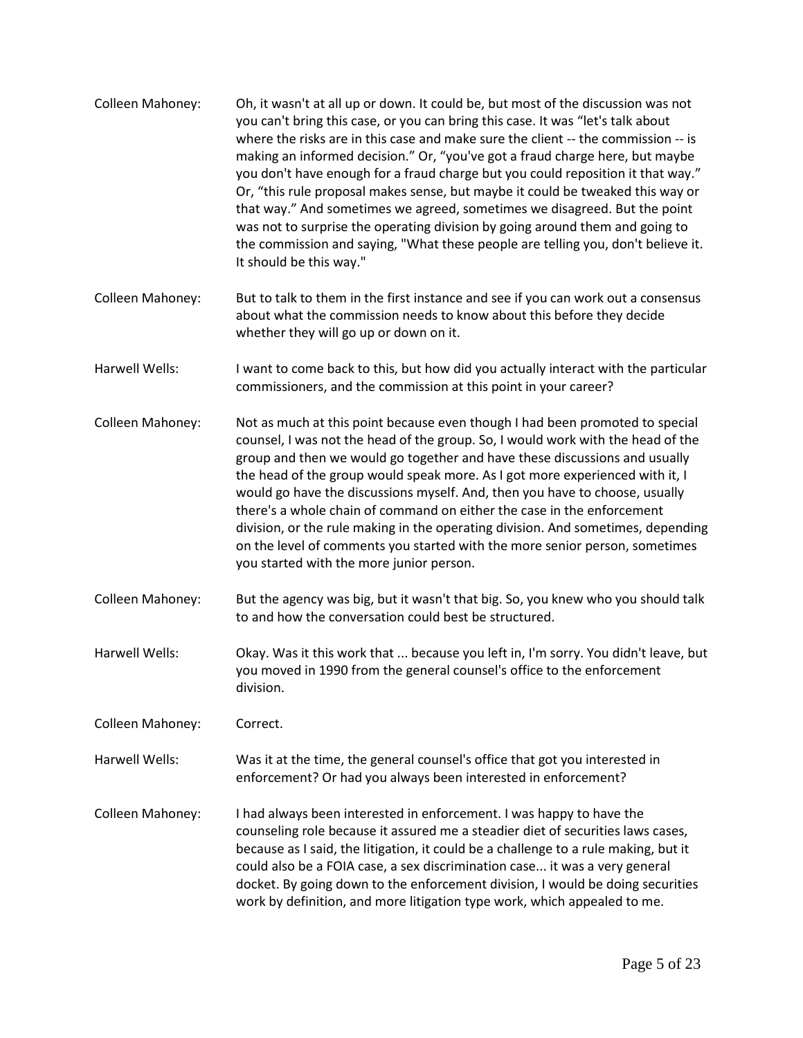Colleen Mahoney: Oh, it wasn't at all up or down. It could be, but most of the discussion was not you can't bring this case, or you can bring this case. It was "let's talk about where the risks are in this case and make sure the client -- the commission -- is making an informed decision." Or, "you've got a fraud charge here, but maybe you don't have enough for a fraud charge but you could reposition it that way." Or, "this rule proposal makes sense, but maybe it could be tweaked this way or that way." And sometimes we agreed, sometimes we disagreed. But the point was not to surprise the operating division by going around them and going to the commission and saying, "What these people are telling you, don't believe it. It should be this way."

Colleen Mahoney: But to talk to them in the first instance and see if you can work out a consensus about what the commission needs to know about this before they decide whether they will go up or down on it.

Harwell Wells: I want to come back to this, but how did you actually interact with the particular commissioners, and the commission at this point in your career?

Colleen Mahoney: Not as much at this point because even though I had been promoted to special counsel, I was not the head of the group. So, I would work with the head of the group and then we would go together and have these discussions and usually the head of the group would speak more. As I got more experienced with it, I would go have the discussions myself. And, then you have to choose, usually there's a whole chain of command on either the case in the enforcement division, or the rule making in the operating division. And sometimes, depending on the level of comments you started with the more senior person, sometimes you started with the more junior person.

Colleen Mahoney: But the agency was big, but it wasn't that big. So, you knew who you should talk to and how the conversation could best be structured.

Harwell Wells: Okay. Was it this work that ... because you left in, I'm sorry. You didn't leave, but you moved in 1990 from the general counsel's office to the enforcement division.

Colleen Mahoney: Correct.

Harwell Wells: Was it at the time, the general counsel's office that got you interested in enforcement? Or had you always been interested in enforcement?

Colleen Mahoney: I had always been interested in enforcement. I was happy to have the counseling role because it assured me a steadier diet of securities laws cases, because as I said, the litigation, it could be a challenge to a rule making, but it could also be a FOIA case, a sex discrimination case... it was a very general docket. By going down to the enforcement division, I would be doing securities work by definition, and more litigation type work, which appealed to me.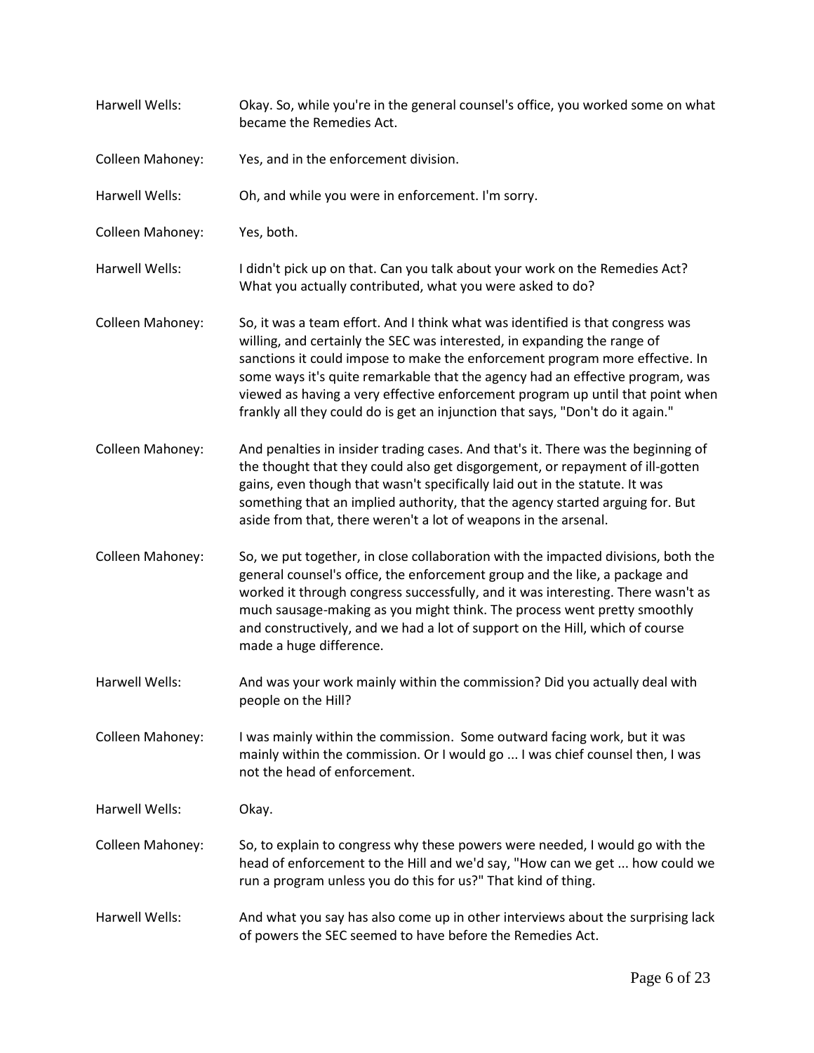Harwell Wells: Okay. So, while you're in the general counsel's office, you worked some on what became the Remedies Act.

Colleen Mahoney: Yes, and in the enforcement division.

Harwell Wells: Oh, and while you were in enforcement. I'm sorry.

Colleen Mahoney: Yes, both.

Harwell Wells: I didn't pick up on that. Can you talk about your work on the Remedies Act? What you actually contributed, what you were asked to do?

Colleen Mahoney: So, it was a team effort. And I think what was identified is that congress was willing, and certainly the SEC was interested, in expanding the range of sanctions it could impose to make the enforcement program more effective. In some ways it's quite remarkable that the agency had an effective program, was viewed as having a very effective enforcement program up until that point when frankly all they could do is get an injunction that says, "Don't do it again."

Colleen Mahoney: And penalties in insider trading cases. And that's it. There was the beginning of the thought that they could also get disgorgement, or repayment of ill-gotten gains, even though that wasn't specifically laid out in the statute. It was something that an implied authority, that the agency started arguing for. But aside from that, there weren't a lot of weapons in the arsenal.

Colleen Mahoney: So, we put together, in close collaboration with the impacted divisions, both the general counsel's office, the enforcement group and the like, a package and worked it through congress successfully, and it was interesting. There wasn't as much sausage-making as you might think. The process went pretty smoothly and constructively, and we had a lot of support on the Hill, which of course made a huge difference.

Harwell Wells: And was your work mainly within the commission? Did you actually deal with people on the Hill?

Colleen Mahoney: I was mainly within the commission. Some outward facing work, but it was mainly within the commission. Or I would go ... I was chief counsel then, I was not the head of enforcement.

Harwell Wells: Okay.

Colleen Mahoney: So, to explain to congress why these powers were needed, I would go with the head of enforcement to the Hill and we'd say, "How can we get ... how could we run a program unless you do this for us?" That kind of thing.

Harwell Wells: And what you say has also come up in other interviews about the surprising lack of powers the SEC seemed to have before the Remedies Act.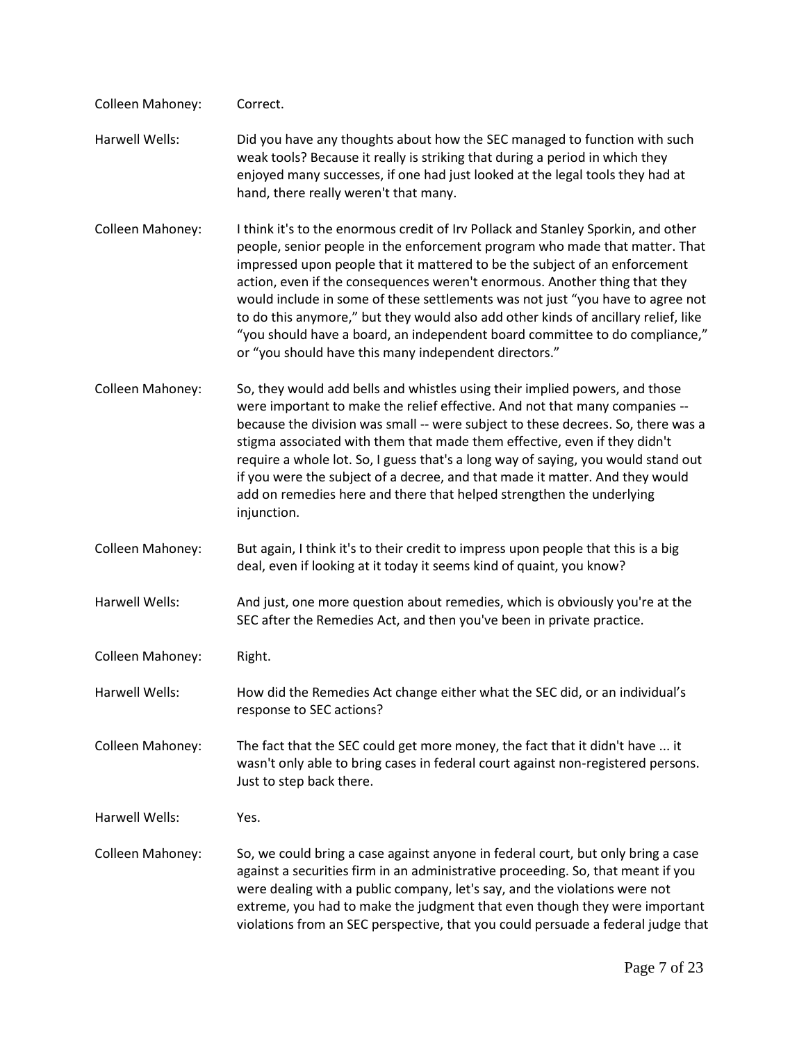Colleen Mahoney: Correct.

Harwell Wells: Did you have any thoughts about how the SEC managed to function with such weak tools? Because it really is striking that during a period in which they enjoyed many successes, if one had just looked at the legal tools they had at hand, there really weren't that many.

Colleen Mahoney: I think it's to the enormous credit of Irv Pollack and Stanley Sporkin, and other people, senior people in the enforcement program who made that matter. That impressed upon people that it mattered to be the subject of an enforcement action, even if the consequences weren't enormous. Another thing that they would include in some of these settlements was not just "you have to agree not to do this anymore," but they would also add other kinds of ancillary relief, like "you should have a board, an independent board committee to do compliance," or "you should have this many independent directors."

Colleen Mahoney: So, they would add bells and whistles using their implied powers, and those were important to make the relief effective. And not that many companies -- because the division was small -- were subject to these decrees. So, there was a stigma associated with them that made them effective, even if they didn't require a whole lot. So, I guess that's a long way of saying, you would stand out if you were the subject of a decree, and that made it matter. And they would add on remedies here and there that helped strengthen the underlying injunction.

Colleen Mahoney: But again, I think it's to their credit to impress upon people that this is a big deal, even if looking at it today it seems kind of quaint, you know?

Harwell Wells: And just, one more question about remedies, which is obviously you're at the SEC after the Remedies Act, and then you've been in private practice.

Colleen Mahoney: Right.

Harwell Wells: How did the Remedies Act change either what the SEC did, or an individual's response to SEC actions?

Colleen Mahoney: The fact that the SEC could get more money, the fact that it didn't have ... it wasn't only able to bring cases in federal court against non-registered persons. Just to step back there.

Harwell Wells: Yes.

Colleen Mahoney: So, we could bring a case against anyone in federal court, but only bring a case against a securities firm in an administrative proceeding. So, that meant if you were dealing with a public company, let's say, and the violations were not extreme, you had to make the judgment that even though they were important violations from an SEC perspective, that you could persuade a federal judge that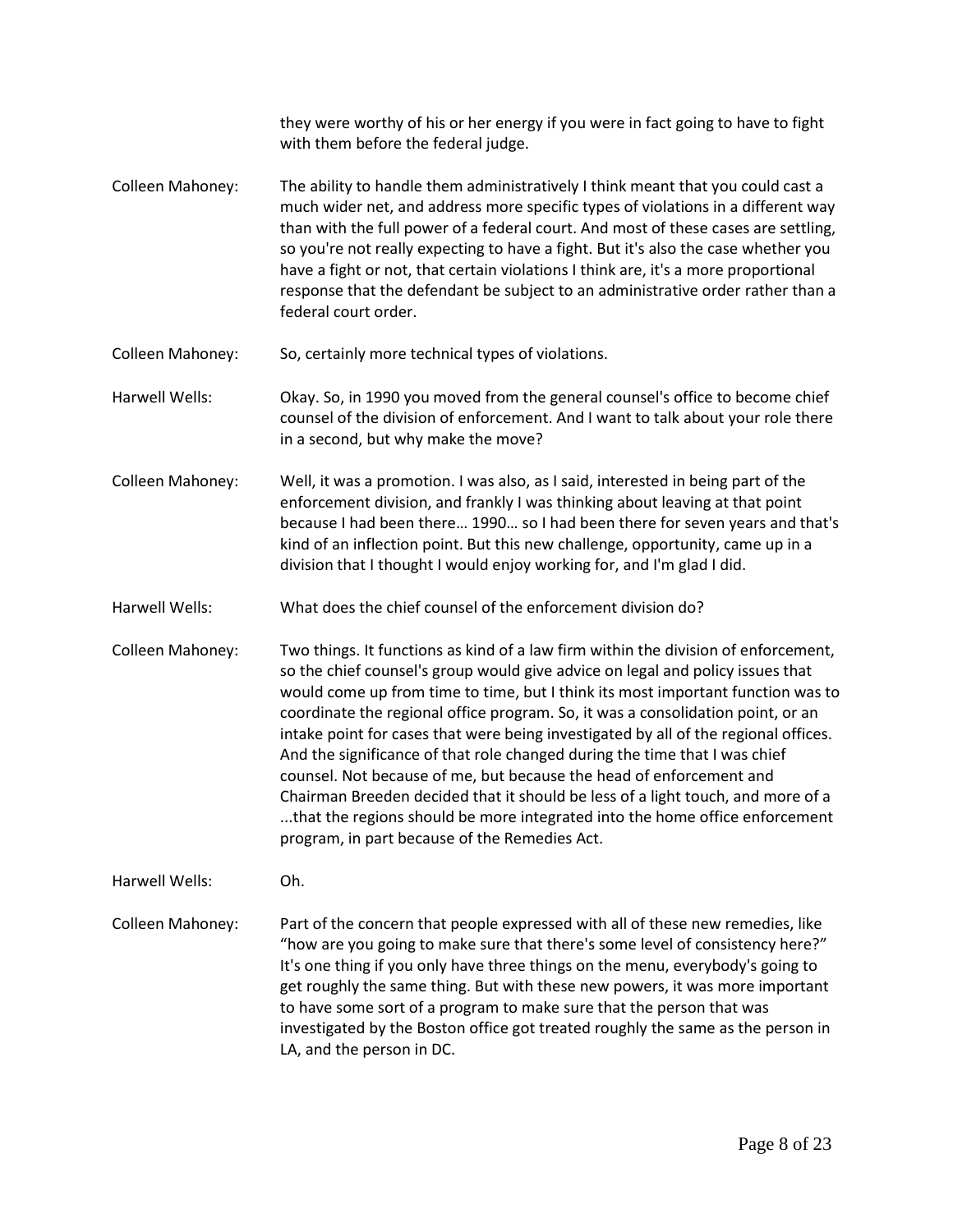they were worthy of his or her energy if you were in fact going to have to fight with them before the federal judge.

Colleen Mahoney: The ability to handle them administratively I think meant that you could cast a much wider net, and address more specific types of violations in a different way than with the full power of a federal court. And most of these cases are settling, so you're not really expecting to have a fight. But it's also the case whether you have a fight or not, that certain violations I think are, it's a more proportional response that the defendant be subject to an administrative order rather than a federal court order.

Colleen Mahoney: So, certainly more technical types of violations.

Harwell Wells: Okay. So, in 1990 you moved from the general counsel's office to become chief counsel of the division of enforcement. And I want to talk about your role there in a second, but why make the move?

Colleen Mahoney: Well, it was a promotion. I was also, as I said, interested in being part of the enforcement division, and frankly I was thinking about leaving at that point because I had been there… 1990… so I had been there for seven years and that's kind of an inflection point. But this new challenge, opportunity, came up in a division that I thought I would enjoy working for, and I'm glad I did.

Harwell Wells: What does the chief counsel of the enforcement division do?

Colleen Mahoney: Two things. It functions as kind of a law firm within the division of enforcement, so the chief counsel's group would give advice on legal and policy issues that would come up from time to time, but I think its most important function was to coordinate the regional office program. So, it was a consolidation point, or an intake point for cases that were being investigated by all of the regional offices. And the significance of that role changed during the time that I was chief counsel. Not because of me, but because the head of enforcement and Chairman Breeden decided that it should be less of a light touch, and more of a ...that the regions should be more integrated into the home office enforcement program, in part because of the Remedies Act.

Harwell Wells: Oh.

Colleen Mahoney: Part of the concern that people expressed with all of these new remedies, like "how are you going to make sure that there's some level of consistency here?" It's one thing if you only have three things on the menu, everybody's going to get roughly the same thing. But with these new powers, it was more important to have some sort of a program to make sure that the person that was investigated by the Boston office got treated roughly the same as the person in LA, and the person in DC.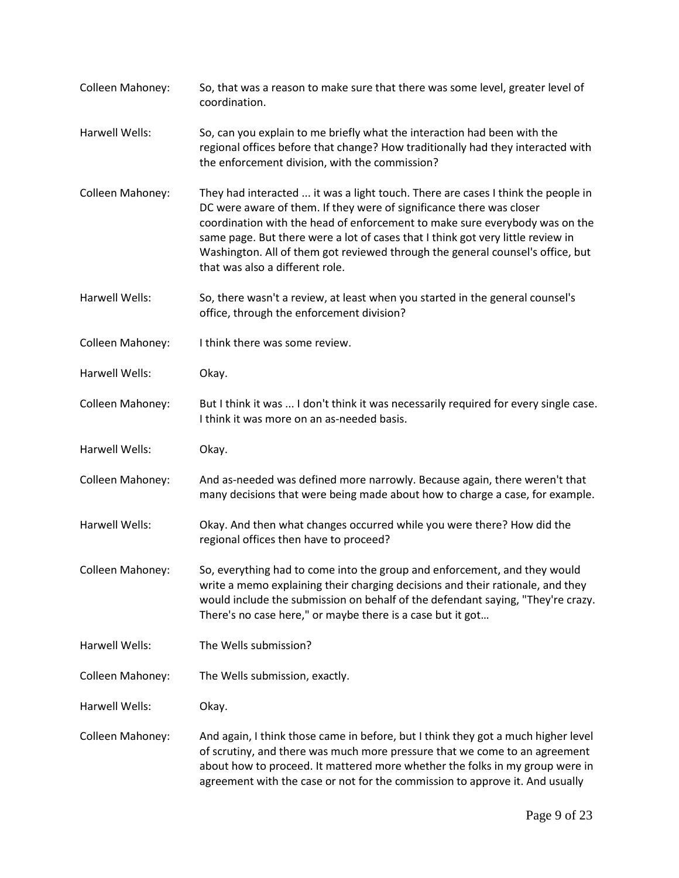Colleen Mahoney: So, that was a reason to make sure that there was some level, greater level of coordination.

Harwell Wells: So, can you explain to me briefly what the interaction had been with the regional offices before that change? How traditionally had they interacted with the enforcement division, with the commission?

Colleen Mahoney: They had interacted ... it was a light touch. There are cases I think the people in DC were aware of them. If they were of significance there was closer coordination with the head of enforcement to make sure everybody was on the same page. But there were a lot of cases that I think got very little review in Washington. All of them got reviewed through the general counsel's office, but that was also a different role.

Harwell Wells: So, there wasn't a review, at least when you started in the general counsel's office, through the enforcement division?

Colleen Mahoney: I think there was some review.

Harwell Wells: Okay.

Colleen Mahoney: But I think it was ... I don't think it was necessarily required for every single case. I think it was more on an as-needed basis.

Harwell Wells: Okay.

Colleen Mahoney: And as-needed was defined more narrowly. Because again, there weren't that many decisions that were being made about how to charge a case, for example.

Harwell Wells: Okay. And then what changes occurred while you were there? How did the regional offices then have to proceed?

Colleen Mahoney: So, everything had to come into the group and enforcement, and they would write a memo explaining their charging decisions and their rationale, and they would include the submission on behalf of the defendant saying, "They're crazy. There's no case here," or maybe there is a case but it got…

Harwell Wells: The Wells submission?

Colleen Mahoney: The Wells submission, exactly.

Harwell Wells: Okay.

Colleen Mahoney: And again, I think those came in before, but I think they got a much higher level of scrutiny, and there was much more pressure that we come to an agreement about how to proceed. It mattered more whether the folks in my group were in agreement with the case or not for the commission to approve it. And usually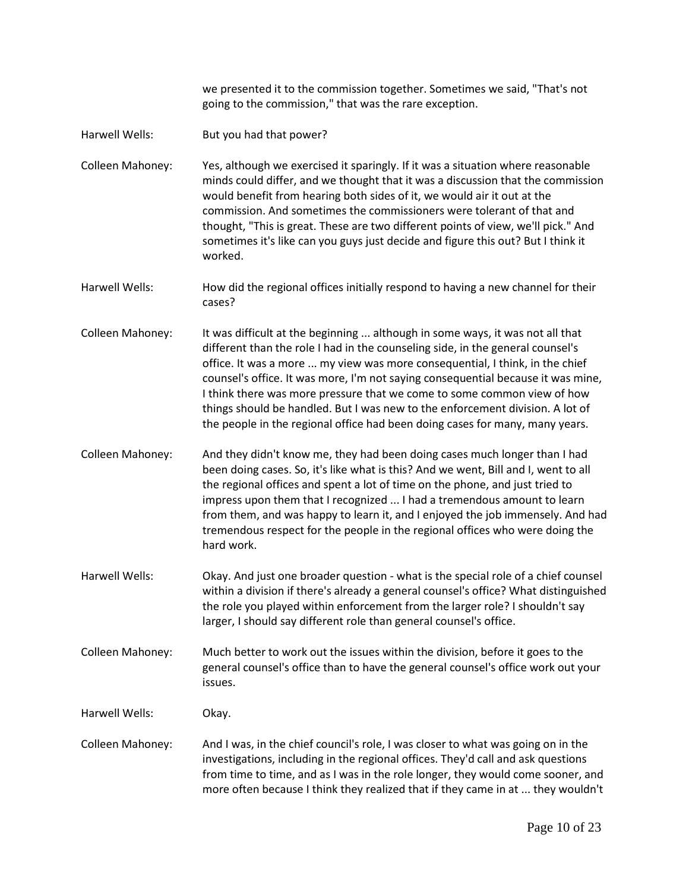we presented it to the commission together. Sometimes we said, "That's not going to the commission," that was the rare exception.

Harwell Wells: But you had that power?

Colleen Mahoney: Yes, although we exercised it sparingly. If it was a situation where reasonable minds could differ, and we thought that it was a discussion that the commission would benefit from hearing both sides of it, we would air it out at the commission. And sometimes the commissioners were tolerant of that and thought, "This is great. These are two different points of view, we'll pick." And sometimes it's like can you guys just decide and figure this out? But I think it worked.

Harwell Wells: How did the regional offices initially respond to having a new channel for their cases?

Colleen Mahoney: It was difficult at the beginning ... although in some ways, it was not all that different than the role I had in the counseling side, in the general counsel's office. It was a more ... my view was more consequential, I think, in the chief counsel's office. It was more, I'm not saying consequential because it was mine, I think there was more pressure that we come to some common view of how things should be handled. But I was new to the enforcement division. A lot of the people in the regional office had been doing cases for many, many years.

Colleen Mahoney: And they didn't know me, they had been doing cases much longer than I had been doing cases. So, it's like what is this? And we went, Bill and I, went to all the regional offices and spent a lot of time on the phone, and just tried to impress upon them that I recognized ... I had a tremendous amount to learn from them, and was happy to learn it, and I enjoyed the job immensely. And had tremendous respect for the people in the regional offices who were doing the hard work.

Harwell Wells: Okay. And just one broader question - what is the special role of a chief counsel within a division if there's already a general counsel's office? What distinguished the role you played within enforcement from the larger role? I shouldn't say larger, I should say different role than general counsel's office.

Colleen Mahoney: Much better to work out the issues within the division, before it goes to the general counsel's office than to have the general counsel's office work out your issues.

Harwell Wells: Okay.

Colleen Mahoney: And I was, in the chief council's role, I was closer to what was going on in the investigations, including in the regional offices. They'd call and ask questions from time to time, and as I was in the role longer, they would come sooner, and more often because I think they realized that if they came in at ... they wouldn't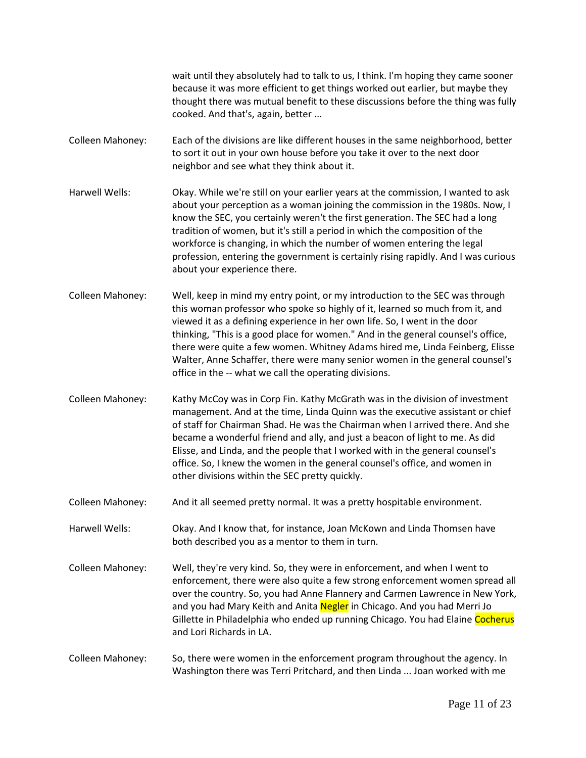wait until they absolutely had to talk to us, I think. I'm hoping they came sooner because it was more efficient to get things worked out earlier, but maybe they thought there was mutual benefit to these discussions before the thing was fully cooked. And that's, again, better ...

Colleen Mahoney: Each of the divisions are like different houses in the same neighborhood, better to sort it out in your own house before you take it over to the next door neighbor and see what they think about it.

Harwell Wells: Okay. While we're still on your earlier years at the commission, I wanted to ask about your perception as a woman joining the commission in the 1980s. Now, I know the SEC, you certainly weren't the first generation. The SEC had a long tradition of women, but it's still a period in which the composition of the workforce is changing, in which the number of women entering the legal profession, entering the government is certainly rising rapidly. And I was curious about your experience there.

Colleen Mahoney: Well, keep in mind my entry point, or my introduction to the SEC was through this woman professor who spoke so highly of it, learned so much from it, and viewed it as a defining experience in her own life. So, I went in the door thinking, "This is a good place for women." And in the general counsel's office, there were quite a few women. Whitney Adams hired me, Linda Feinberg, Elisse Walter, Anne Schaffer, there were many senior women in the general counsel's office in the -- what we call the operating divisions.

Colleen Mahoney: Kathy McCoy was in Corp Fin. Kathy McGrath was in the division of investment management. And at the time, Linda Quinn was the executive assistant or chief of staff for Chairman Shad. He was the Chairman when I arrived there. And she became a wonderful friend and ally, and just a beacon of light to me. As did Elisse, and Linda, and the people that I worked with in the general counsel's office. So, I knew the women in the general counsel's office, and women in other divisions within the SEC pretty quickly.

Colleen Mahoney: And it all seemed pretty normal. It was a pretty hospitable environment.

Harwell Wells: Okay. And I know that, for instance, Joan McKown and Linda Thomsen have both described you as a mentor to them in turn.

Colleen Mahoney: Well, they're very kind. So, they were in enforcement, and when I went to enforcement, there were also quite a few strong enforcement women spread all over the country. So, you had Anne Flannery and Carmen Lawrence in New York, and you had Mary Keith and Anita Negler in Chicago. And you had Merri Jo Gillette in Philadelphia who ended up running Chicago. You had Elaine Cocherus and Lori Richards in LA.

Colleen Mahoney: So, there were women in the enforcement program throughout the agency. In Washington there was Terri Pritchard, and then Linda ... Joan worked with me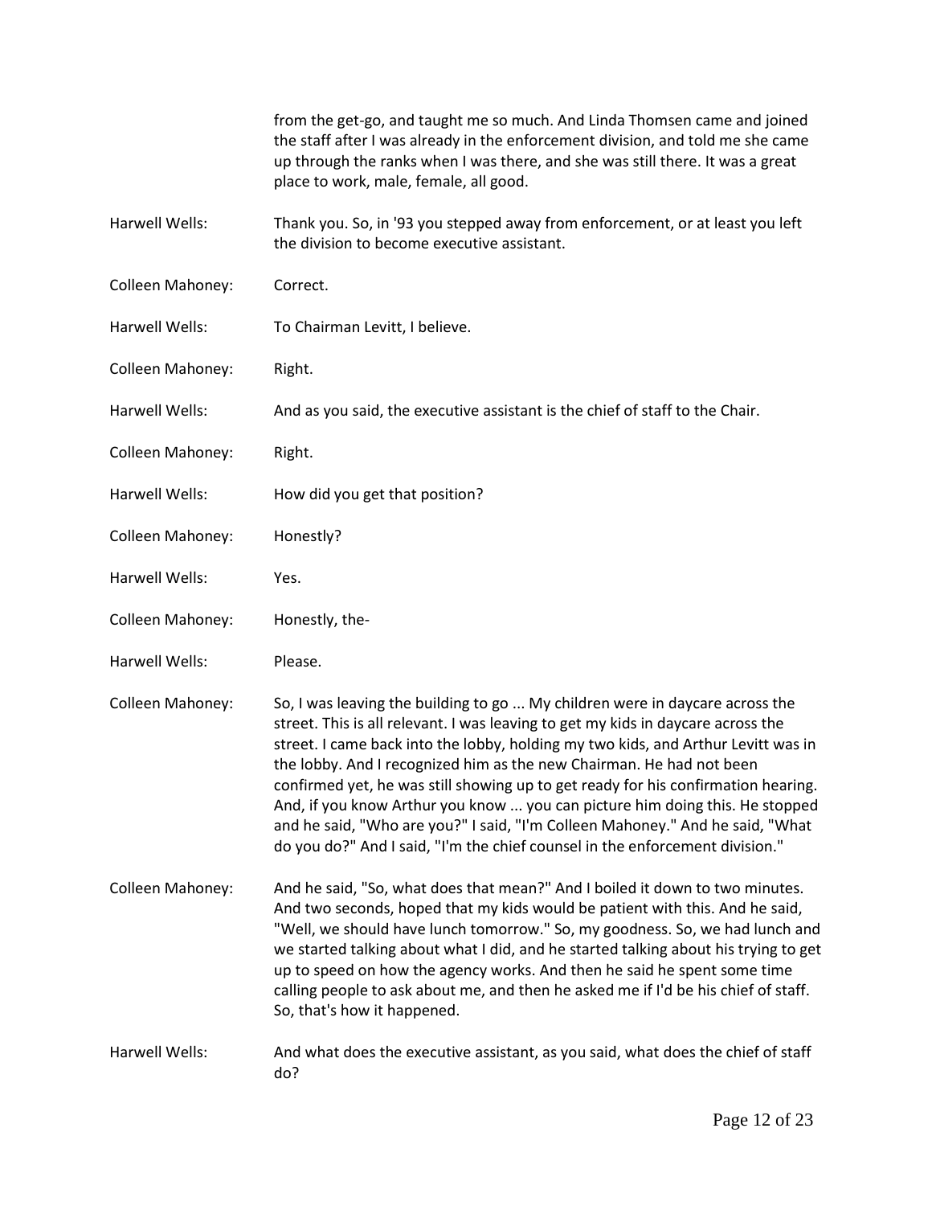from the get-go, and taught me so much. And Linda Thomsen came and joined the staff after I was already in the enforcement division, and told me she came up through the ranks when I was there, and she was still there. It was a great place to work, male, female, all good.

Harwell Wells: Thank you. So, in '93 you stepped away from enforcement, or at least you left the division to become executive assistant.

Colleen Mahoney: Correct.

Harwell Wells: To Chairman Levitt, I believe.

Colleen Mahoney: Right.

Harwell Wells: And as you said, the executive assistant is the chief of staff to the Chair.

Colleen Mahoney: Right.

Harwell Wells: How did you get that position?

Colleen Mahoney: Honestly?

Harwell Wells: Yes.

Colleen Mahoney: Honestly, the-

Harwell Wells: Please.

Colleen Mahoney: So, I was leaving the building to go ... My children were in daycare across the street. This is all relevant. I was leaving to get my kids in daycare across the street. I came back into the lobby, holding my two kids, and Arthur Levitt was in the lobby. And I recognized him as the new Chairman. He had not been confirmed yet, he was still showing up to get ready for his confirmation hearing. And, if you know Arthur you know ... you can picture him doing this. He stopped and he said, "Who are you?" I said, "I'm Colleen Mahoney." And he said, "What do you do?" And I said, "I'm the chief counsel in the enforcement division."

Colleen Mahoney: And he said, "So, what does that mean?" And I boiled it down to two minutes. And two seconds, hoped that my kids would be patient with this. And he said, "Well, we should have lunch tomorrow." So, my goodness. So, we had lunch and we started talking about what I did, and he started talking about his trying to get up to speed on how the agency works. And then he said he spent some time calling people to ask about me, and then he asked me if I'd be his chief of staff. So, that's how it happened.

Harwell Wells: And what does the executive assistant, as you said, what does the chief of staff do?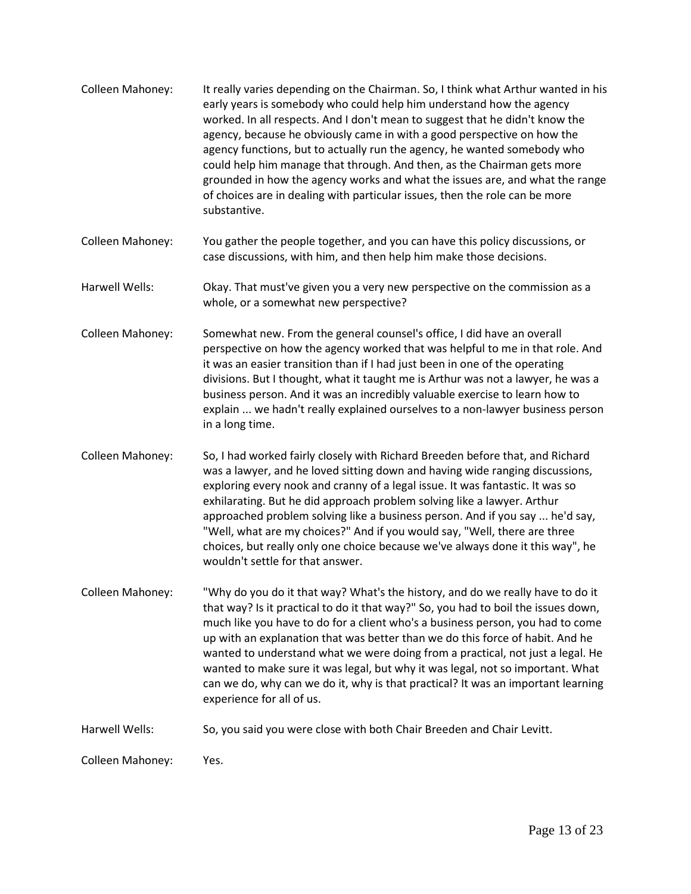Colleen Mahoney: It really varies depending on the Chairman. So, I think what Arthur wanted in his early years is somebody who could help him understand how the agency worked. In all respects. And I don't mean to suggest that he didn't know the agency, because he obviously came in with a good perspective on how the agency functions, but to actually run the agency, he wanted somebody who could help him manage that through. And then, as the Chairman gets more grounded in how the agency works and what the issues are, and what the range of choices are in dealing with particular issues, then the role can be more substantive.

Colleen Mahoney: You gather the people together, and you can have this policy discussions, or case discussions, with him, and then help him make those decisions.

Harwell Wells: Okay. That must've given you a very new perspective on the commission as a whole, or a somewhat new perspective?

Colleen Mahoney: Somewhat new. From the general counsel's office, I did have an overall perspective on how the agency worked that was helpful to me in that role. And it was an easier transition than if I had just been in one of the operating divisions. But I thought, what it taught me is Arthur was not a lawyer, he was a business person. And it was an incredibly valuable exercise to learn how to explain ... we hadn't really explained ourselves to a non-lawyer business person in a long time.

Colleen Mahoney: So, I had worked fairly closely with Richard Breeden before that, and Richard was a lawyer, and he loved sitting down and having wide ranging discussions, exploring every nook and cranny of a legal issue. It was fantastic. It was so exhilarating. But he did approach problem solving like a lawyer. Arthur approached problem solving like a business person. And if you say ... he'd say, "Well, what are my choices?" And if you would say, "Well, there are three choices, but really only one choice because we've always done it this way", he wouldn't settle for that answer.

Colleen Mahoney: "Why do you do it that way? What's the history, and do we really have to do it that way? Is it practical to do it that way?" So, you had to boil the issues down, much like you have to do for a client who's a business person, you had to come up with an explanation that was better than we do this force of habit. And he wanted to understand what we were doing from a practical, not just a legal. He wanted to make sure it was legal, but why it was legal, not so important. What can we do, why can we do it, why is that practical? It was an important learning experience for all of us.

Harwell Wells: So, you said you were close with both Chair Breeden and Chair Levitt.

Colleen Mahoney: Yes.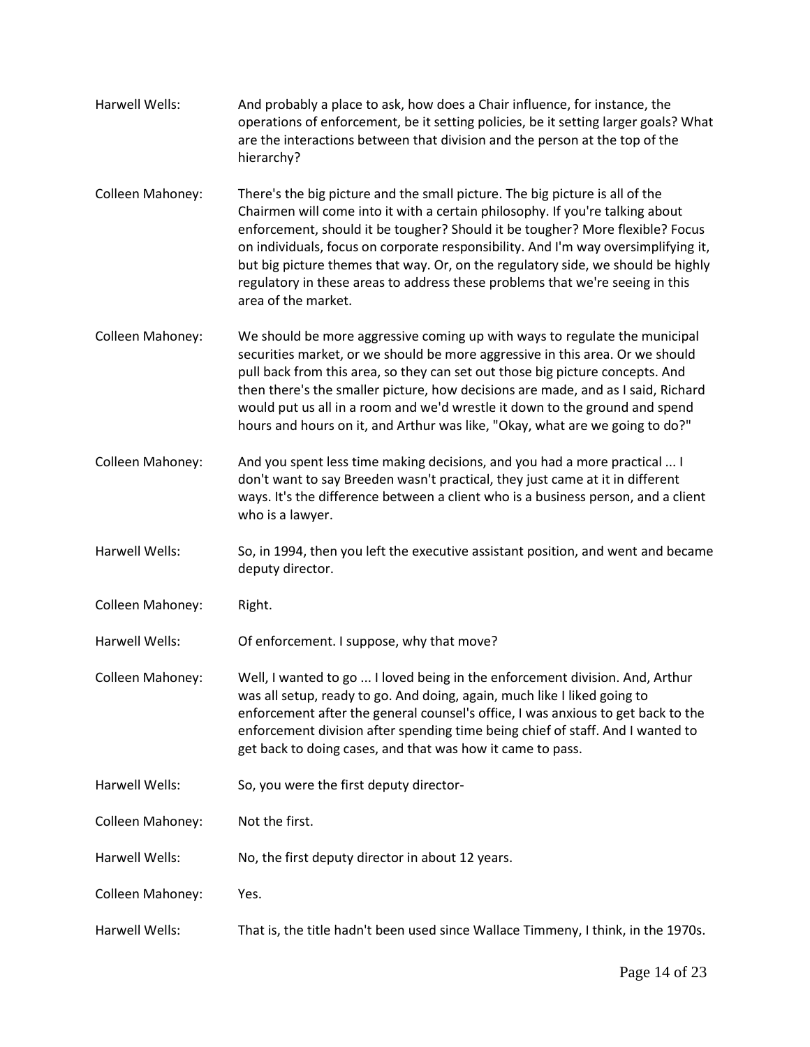Harwell Wells: And probably a place to ask, how does a Chair influence, for instance, the operations of enforcement, be it setting policies, be it setting larger goals? What are the interactions between that division and the person at the top of the hierarchy?

Colleen Mahoney: There's the big picture and the small picture. The big picture is all of the Chairmen will come into it with a certain philosophy. If you're talking about enforcement, should it be tougher? Should it be tougher? More flexible? Focus on individuals, focus on corporate responsibility. And I'm way oversimplifying it, but big picture themes that way. Or, on the regulatory side, we should be highly regulatory in these areas to address these problems that we're seeing in this area of the market.

Colleen Mahoney: We should be more aggressive coming up with ways to regulate the municipal securities market, or we should be more aggressive in this area. Or we should pull back from this area, so they can set out those big picture concepts. And then there's the smaller picture, how decisions are made, and as I said, Richard would put us all in a room and we'd wrestle it down to the ground and spend hours and hours on it, and Arthur was like, "Okay, what are we going to do?"

Colleen Mahoney: And you spent less time making decisions, and you had a more practical ... I don't want to say Breeden wasn't practical, they just came at it in different ways. It's the difference between a client who is a business person, and a client who is a lawyer.

Harwell Wells: So, in 1994, then you left the executive assistant position, and went and became deputy director.

Colleen Mahoney: Right.

Harwell Wells: Of enforcement. I suppose, why that move?

Colleen Mahoney: Well, I wanted to go ... I loved being in the enforcement division. And, Arthur was all setup, ready to go. And doing, again, much like I liked going to enforcement after the general counsel's office, I was anxious to get back to the enforcement division after spending time being chief of staff. And I wanted to get back to doing cases, and that was how it came to pass.

Harwell Wells: So, you were the first deputy director-

Colleen Mahoney: Not the first.

Harwell Wells: No, the first deputy director in about 12 years.

Colleen Mahoney: Yes.

Harwell Wells: That is, the title hadn't been used since Wallace Timmeny, I think, in the 1970s.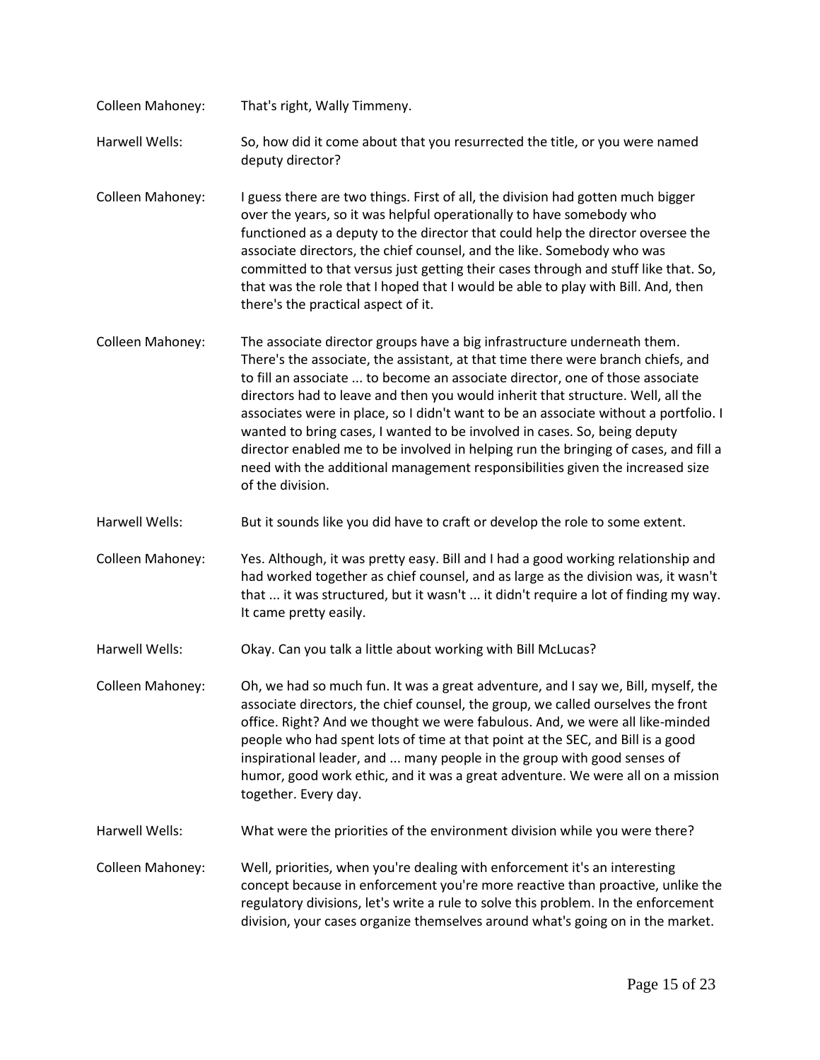Colleen Mahoney: That's right, Wally Timmeny.

Harwell Wells: So, how did it come about that you resurrected the title, or you were named deputy director?

Colleen Mahoney: I guess there are two things. First of all, the division had gotten much bigger over the years, so it was helpful operationally to have somebody who functioned as a deputy to the director that could help the director oversee the associate directors, the chief counsel, and the like. Somebody who was committed to that versus just getting their cases through and stuff like that. So, that was the role that I hoped that I would be able to play with Bill. And, then there's the practical aspect of it.

Colleen Mahoney: The associate director groups have a big infrastructure underneath them. There's the associate, the assistant, at that time there were branch chiefs, and to fill an associate ... to become an associate director, one of those associate directors had to leave and then you would inherit that structure. Well, all the associates were in place, so I didn't want to be an associate without a portfolio. I wanted to bring cases, I wanted to be involved in cases. So, being deputy director enabled me to be involved in helping run the bringing of cases, and fill a need with the additional management responsibilities given the increased size of the division.

Harwell Wells: But it sounds like you did have to craft or develop the role to some extent.

Colleen Mahoney: Yes. Although, it was pretty easy. Bill and I had a good working relationship and had worked together as chief counsel, and as large as the division was, it wasn't that ... it was structured, but it wasn't ... it didn't require a lot of finding my way. It came pretty easily.

Harwell Wells: Okay. Can you talk a little about working with Bill McLucas?

Colleen Mahoney: Oh, we had so much fun. It was a great adventure, and I say we, Bill, myself, the associate directors, the chief counsel, the group, we called ourselves the front office. Right? And we thought we were fabulous. And, we were all like-minded people who had spent lots of time at that point at the SEC, and Bill is a good inspirational leader, and ... many people in the group with good senses of humor, good work ethic, and it was a great adventure. We were all on a mission together. Every day.

Harwell Wells: What were the priorities of the environment division while you were there?

Colleen Mahoney: Well, priorities, when you're dealing with enforcement it's an interesting concept because in enforcement you're more reactive than proactive, unlike the regulatory divisions, let's write a rule to solve this problem. In the enforcement division, your cases organize themselves around what's going on in the market.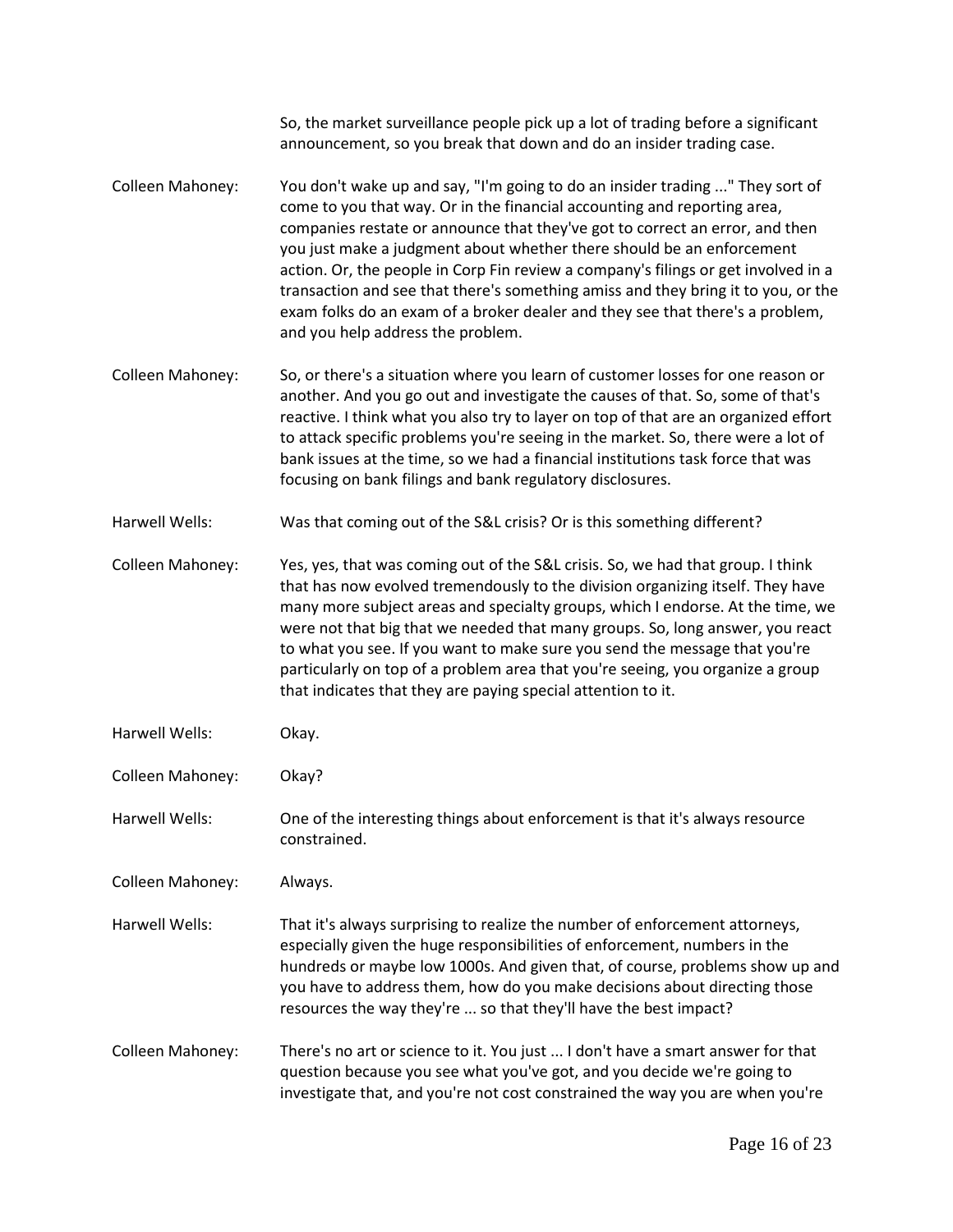So, the market surveillance people pick up a lot of trading before a significant announcement, so you break that down and do an insider trading case.

Colleen Mahoney: You don't wake up and say, "I'm going to do an insider trading ..." They sort of come to you that way. Or in the financial accounting and reporting area, companies restate or announce that they've got to correct an error, and then you just make a judgment about whether there should be an enforcement action. Or, the people in Corp Fin review a company's filings or get involved in a transaction and see that there's something amiss and they bring it to you, or the exam folks do an exam of a broker dealer and they see that there's a problem, and you help address the problem.

Colleen Mahoney: So, or there's a situation where you learn of customer losses for one reason or another. And you go out and investigate the causes of that. So, some of that's reactive. I think what you also try to layer on top of that are an organized effort to attack specific problems you're seeing in the market. So, there were a lot of bank issues at the time, so we had a financial institutions task force that was focusing on bank filings and bank regulatory disclosures.

Harwell Wells: Was that coming out of the S&L crisis? Or is this something different?

Colleen Mahoney: Yes, yes, that was coming out of the S&L crisis. So, we had that group. I think that has now evolved tremendously to the division organizing itself. They have many more subject areas and specialty groups, which I endorse. At the time, we were not that big that we needed that many groups. So, long answer, you react to what you see. If you want to make sure you send the message that you're particularly on top of a problem area that you're seeing, you organize a group that indicates that they are paying special attention to it.

Harwell Wells: Okay.

Colleen Mahoney: Okay?

Harwell Wells: One of the interesting things about enforcement is that it's always resource constrained.

Colleen Mahoney: Always.

Harwell Wells: That it's always surprising to realize the number of enforcement attorneys, especially given the huge responsibilities of enforcement, numbers in the hundreds or maybe low 1000s. And given that, of course, problems show up and you have to address them, how do you make decisions about directing those resources the way they're ... so that they'll have the best impact?

Colleen Mahoney: There's no art or science to it. You just ... I don't have a smart answer for that question because you see what you've got, and you decide we're going to investigate that, and you're not cost constrained the way you are when you're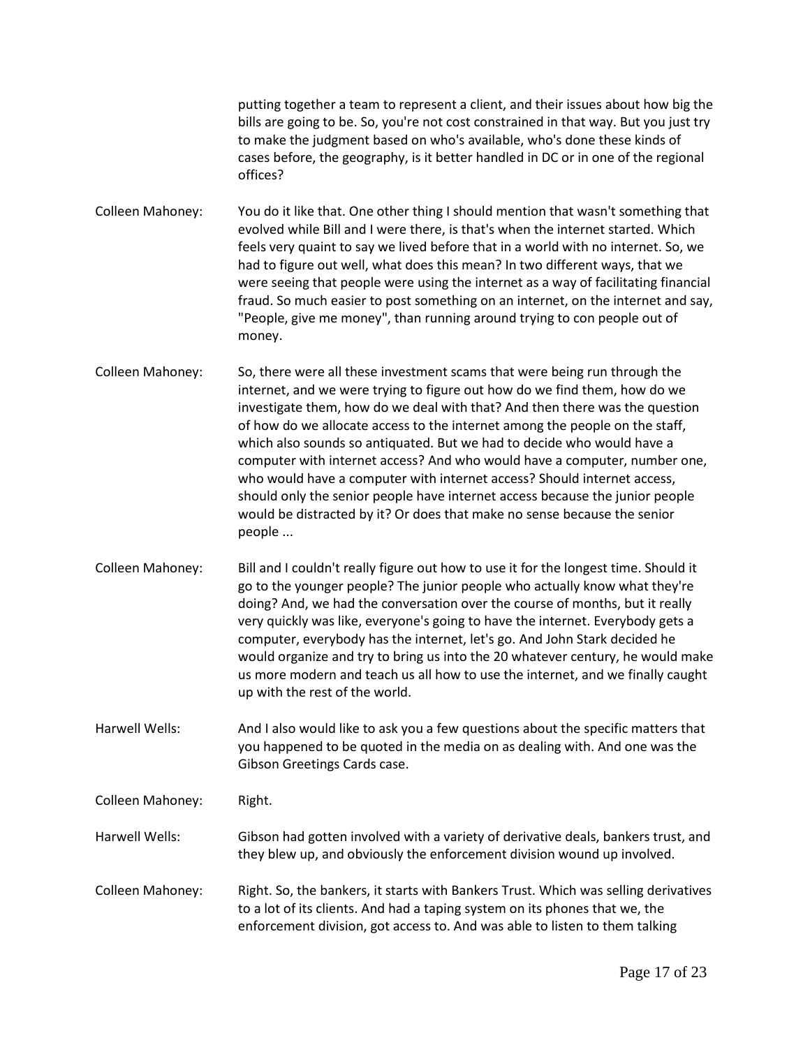putting together a team to represent a client, and their issues about how big the bills are going to be. So, you're not cost constrained in that way. But you just try to make the judgment based on who's available, who's done these kinds of cases before, the geography, is it better handled in DC or in one of the regional offices?

**Colleen Mahoney:** You do it like that. One other thing I should mention that wasn't something that evolved while Bill and I were there, is that's when the internet started. Which feels very quaint to say we lived before that in a world with no internet. So, we had to figure out well, what does this mean? In two different ways, that we were seeing that people were using the internet as a way of facilitating financial fraud. So much easier to post something on an internet, on the internet and say, "People, give me money", than running around trying to con people out of money.

**Colleen Mahoney:** So, there were all these investment scams that were being run through the internet, and we were trying to figure out how do we find them, how do we investigate them, how do we deal with that? And then there was the question of how do we allocate access to the internet among the people on the staff, which also sounds so antiquated. But we had to decide who would have a computer with internet access? And who would have a computer, number one, who would have a computer with internet access? Should internet access, should only the senior people have internet access because the junior people would be distracted by it? Or does that make no sense because the senior people ...

**Colleen Mahoney:** Bill and I couldn't really figure out how to use it for the longest time. Should it go to the younger people? The junior people who actually know what they're doing? And, we had the conversation over the course of months, but it really very quickly was like, everyone's going to have the internet. Everybody gets a computer, everybody has the internet, let's go. And John Stark decided he would organize and try to bring us into the 20 whatever century, he would make us more modern and teach us all how to use the internet, and we finally caught up with the rest of the world.

**Harwell Wells:** And I also would like to ask you a few questions about the specific matters that you happened to be quoted in the media on as dealing with. And one was the Gibson Greetings Cards case.

**Colleen Mahoney:** Right.

**Harwell Wells:** Gibson had gotten involved with a variety of derivative deals, bankers trust, and they blew up, and obviously the enforcement division wound up involved.

**Colleen Mahoney:** Right. So, the bankers, it starts with Bankers Trust. Which was selling derivatives to a lot of its clients. And had a taping system on its phones that we, the enforcement division, got access to. And was able to listen to them talking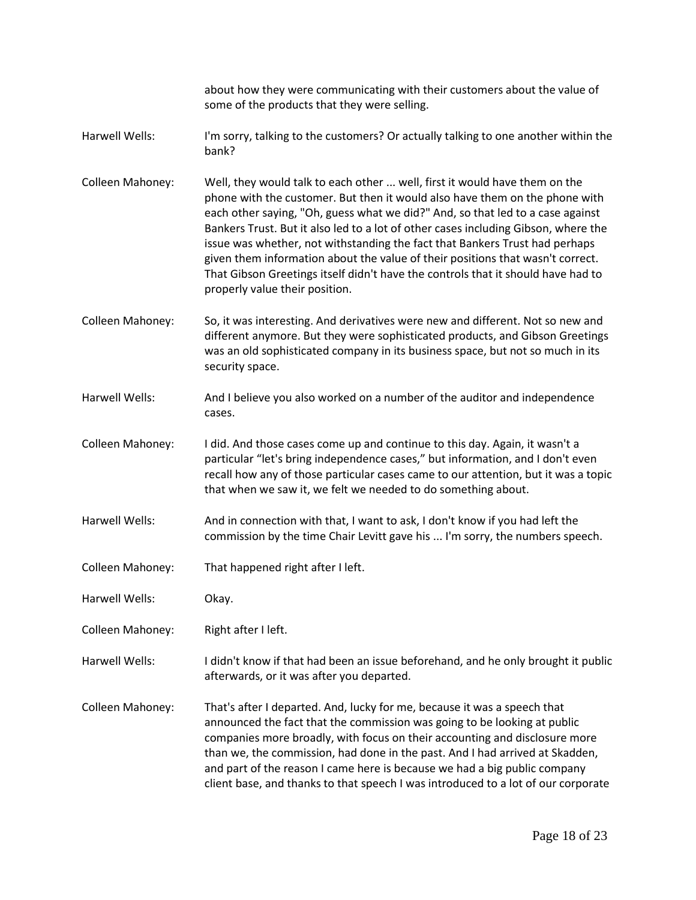about how they were communicating with their customers about the value of some of the products that they were selling.

Harwell Wells: I'm sorry, talking to the customers? Or actually talking to one another within the bank?

Colleen Mahoney: Well, they would talk to each other ... well, first it would have them on the phone with the customer. But then it would also have them on the phone with each other saying, "Oh, guess what we did?" And, so that led to a case against Bankers Trust. But it also led to a lot of other cases including Gibson, where the issue was whether, not withstanding the fact that Bankers Trust had perhaps given them information about the value of their positions that wasn't correct. That Gibson Greetings itself didn't have the controls that it should have had to properly value their position.

Colleen Mahoney: So, it was interesting. And derivatives were new and different. Not so new and different anymore. But they were sophisticated products, and Gibson Greetings was an old sophisticated company in its business space, but not so much in its security space.

Harwell Wells: And I believe you also worked on a number of the auditor and independence cases.

Colleen Mahoney: I did. And those cases come up and continue to this day. Again, it wasn't a particular "let's bring independence cases," but information, and I don't even recall how any of those particular cases came to our attention, but it was a topic that when we saw it, we felt we needed to do something about.

Harwell Wells: And in connection with that, I want to ask, I don't know if you had left the commission by the time Chair Levitt gave his ... I'm sorry, the numbers speech.

Colleen Mahoney: That happened right after I left.

Harwell Wells: Okay.

Colleen Mahoney: Right after I left.

Harwell Wells: I didn't know if that had been an issue beforehand, and he only brought it public afterwards, or it was after you departed.

Colleen Mahoney: That's after I departed. And, lucky for me, because it was a speech that announced the fact that the commission was going to be looking at public companies more broadly, with focus on their accounting and disclosure more than we, the commission, had done in the past. And I had arrived at Skadden, and part of the reason I came here is because we had a big public company client base, and thanks to that speech I was introduced to a lot of our corporate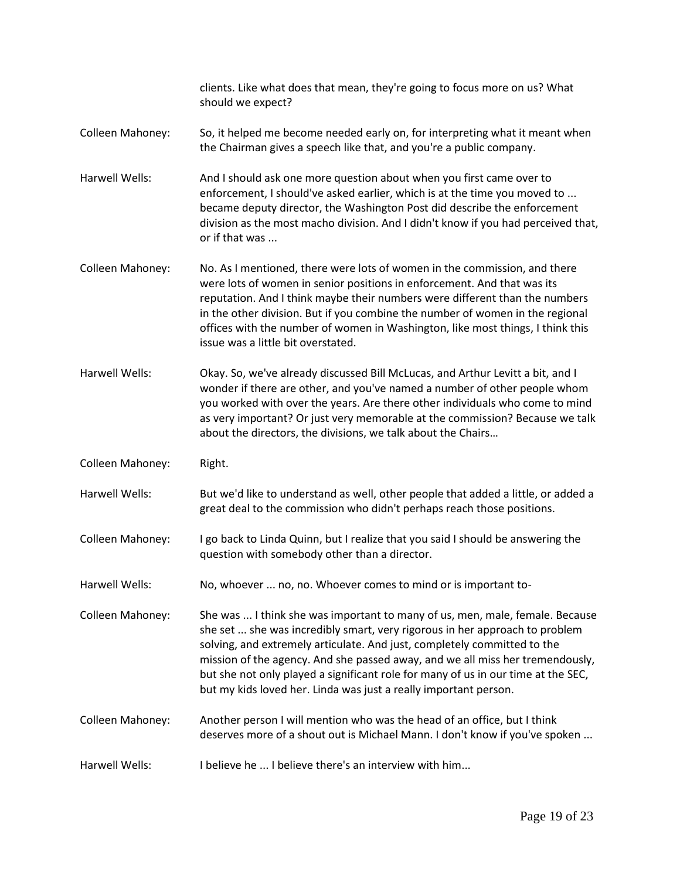clients. Like what does that mean, they're going to focus more on us? What should we expect?

Colleen Mahoney: So, it helped me become needed early on, for interpreting what it meant when the Chairman gives a speech like that, and you're a public company.

Harwell Wells: And I should ask one more question about when you first came over to enforcement, I should've asked earlier, which is at the time you moved to ... became deputy director, the Washington Post did describe the enforcement division as the most macho division. And I didn't know if you had perceived that, or if that was ...

Colleen Mahoney: No. As I mentioned, there were lots of women in the commission, and there were lots of women in senior positions in enforcement. And that was its reputation. And I think maybe their numbers were different than the numbers in the other division. But if you combine the number of women in the regional offices with the number of women in Washington, like most things, I think this issue was a little bit overstated.

Harwell Wells: Okay. So, we've already discussed Bill McLucas, and Arthur Levitt a bit, and I wonder if there are other, and you've named a number of other people whom you worked with over the years. Are there other individuals who come to mind as very important? Or just very memorable at the commission? Because we talk about the directors, the divisions, we talk about the Chairs…

Colleen Mahoney: Right.

Harwell Wells: But we'd like to understand as well, other people that added a little, or added a great deal to the commission who didn't perhaps reach those positions.

Colleen Mahoney: I go back to Linda Quinn, but I realize that you said I should be answering the question with somebody other than a director.

Harwell Wells: No, whoever ... no, no. Whoever comes to mind or is important to-

Colleen Mahoney: She was ... I think she was important to many of us, men, male, female. Because she set ... she was incredibly smart, very rigorous in her approach to problem solving, and extremely articulate. And just, completely committed to the mission of the agency. And she passed away, and we all miss her tremendously, but she not only played a significant role for many of us in our time at the SEC, but my kids loved her. Linda was just a really important person.

Colleen Mahoney: Another person I will mention who was the head of an office, but I think deserves more of a shout out is Michael Mann. I don't know if you've spoken ...

Harwell Wells: I believe he ... I believe there's an interview with him...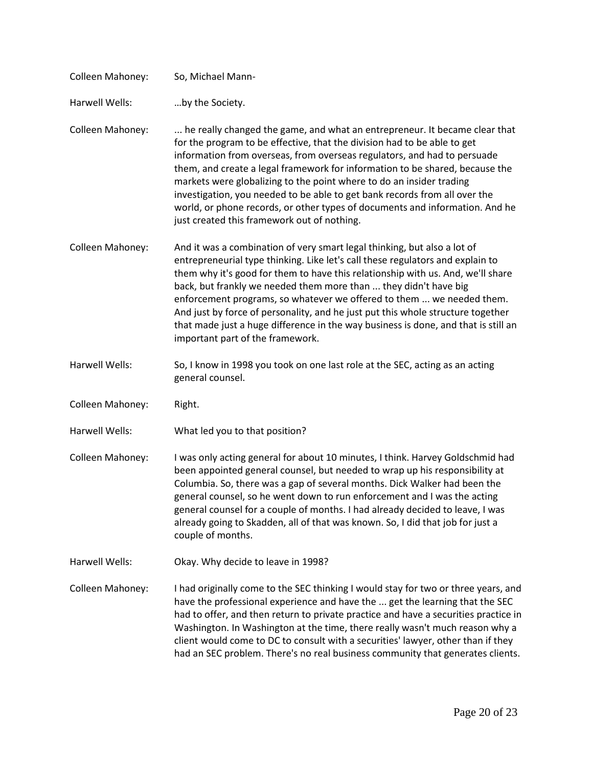Colleen Mahoney: So, Michael Mann-

Harwell Wells: …by the Society.

Colleen Mahoney: ... he really changed the game, and what an entrepreneur. It became clear that for the program to be effective, that the division had to be able to get information from overseas, from overseas regulators, and had to persuade them, and create a legal framework for information to be shared, because the markets were globalizing to the point where to do an insider trading investigation, you needed to be able to get bank records from all over the world, or phone records, or other types of documents and information. And he just created this framework out of nothing.

Colleen Mahoney: And it was a combination of very smart legal thinking, but also a lot of entrepreneurial type thinking. Like let's call these regulators and explain to them why it's good for them to have this relationship with us. And, we'll share back, but frankly we needed them more than ... they didn't have big enforcement programs, so whatever we offered to them ... we needed them. And just by force of personality, and he just put this whole structure together that made just a huge difference in the way business is done, and that is still an important part of the framework.

Harwell Wells: So, I know in 1998 you took on one last role at the SEC, acting as an acting general counsel.

Colleen Mahoney: Right.

Harwell Wells: What led you to that position?

Colleen Mahoney: I was only acting general for about 10 minutes, I think. Harvey Goldschmid had been appointed general counsel, but needed to wrap up his responsibility at Columbia. So, there was a gap of several months. Dick Walker had been the general counsel, so he went down to run enforcement and I was the acting general counsel for a couple of months. I had already decided to leave, I was already going to Skadden, all of that was known. So, I did that job for just a couple of months.

Harwell Wells: Okay. Why decide to leave in 1998?

Colleen Mahoney: I had originally come to the SEC thinking I would stay for two or three years, and have the professional experience and have the ... get the learning that the SEC had to offer, and then return to private practice and have a securities practice in Washington. In Washington at the time, there really wasn't much reason why a client would come to DC to consult with a securities' lawyer, other than if they had an SEC problem. There's no real business community that generates clients.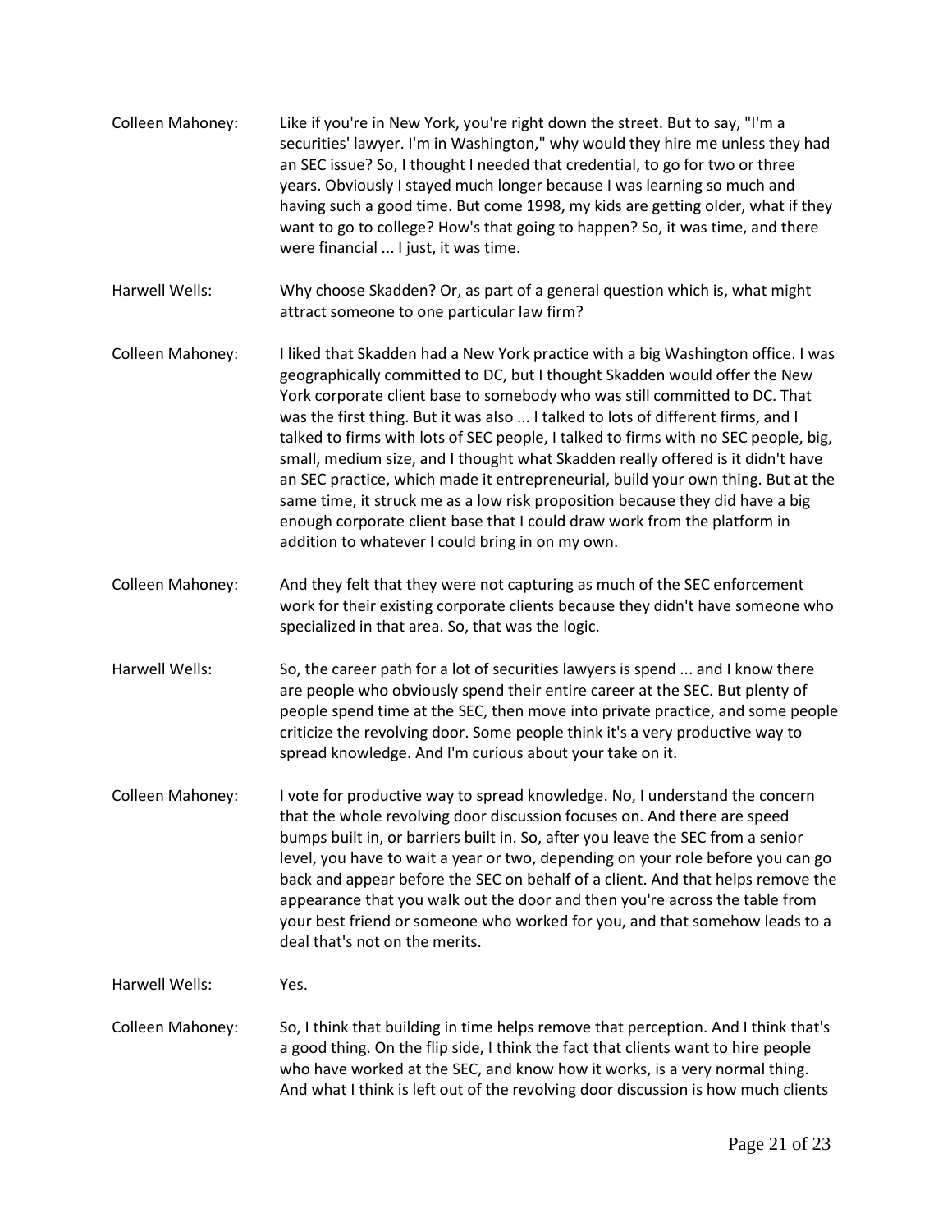**Colleen Mahoney:** Like if you're in New York, you're right down the street. But to say, "I'm a securities' lawyer. I'm in Washington," why would they hire me unless they had an SEC issue? So, I thought I needed that credential, to go for two or three years. Obviously I stayed much longer because I was learning so much and having such a good time. But come 1998, my kids are getting older, what if they want to go to college? How's that going to happen? So, it was time, and there were financial ... I just, it was time.

**Harwell Wells:** Why choose Skadden? Or, as part of a general question which is, what might attract someone to one particular law firm?

**Colleen Mahoney:** I liked that Skadden had a New York practice with a big Washington office. I was geographically committed to DC, but I thought Skadden would offer the New York corporate client base to somebody who was still committed to DC. That was the first thing. But it was also ... I talked to lots of different firms, and I talked to firms with lots of SEC people, I talked to firms with no SEC people, big, small, medium size, and I thought what Skadden really offered is it didn't have an SEC practice, which made it entrepreneurial, build your own thing. But at the same time, it struck me as a low risk proposition because they did have a big enough corporate client base that I could draw work from the platform in addition to whatever I could bring in on my own.

**Colleen Mahoney:** And they felt that they were not capturing as much of the SEC enforcement work for their existing corporate clients because they didn't have someone who specialized in that area. So, that was the logic.

**Harwell Wells:** So, the career path for a lot of securities lawyers is spend ... and I know there are people who obviously spend their entire career at the SEC. But plenty of people spend time at the SEC, then move into private practice, and some people criticize the revolving door. Some people think it's a very productive way to spread knowledge. And I'm curious about your take on it.

**Colleen Mahoney:** I vote for productive way to spread knowledge. No, I understand the concern that the whole revolving door discussion focuses on. And there are speed bumps built in, or barriers built in. So, after you leave the SEC from a senior level, you have to wait a year or two, depending on your role before you can go back and appear before the SEC on behalf of a client. And that helps remove the appearance that you walk out the door and then you're across the table from your best friend or someone who worked for you, and that somehow leads to a deal that's not on the merits.

**Harwell Wells:** Yes.

**Colleen Mahoney:** So, I think that building in time helps remove that perception. And I think that's a good thing. On the flip side, I think the fact that clients want to hire people who have worked at the SEC, and know how it works, is a very normal thing. And what I think is left out of the revolving door discussion is how much clients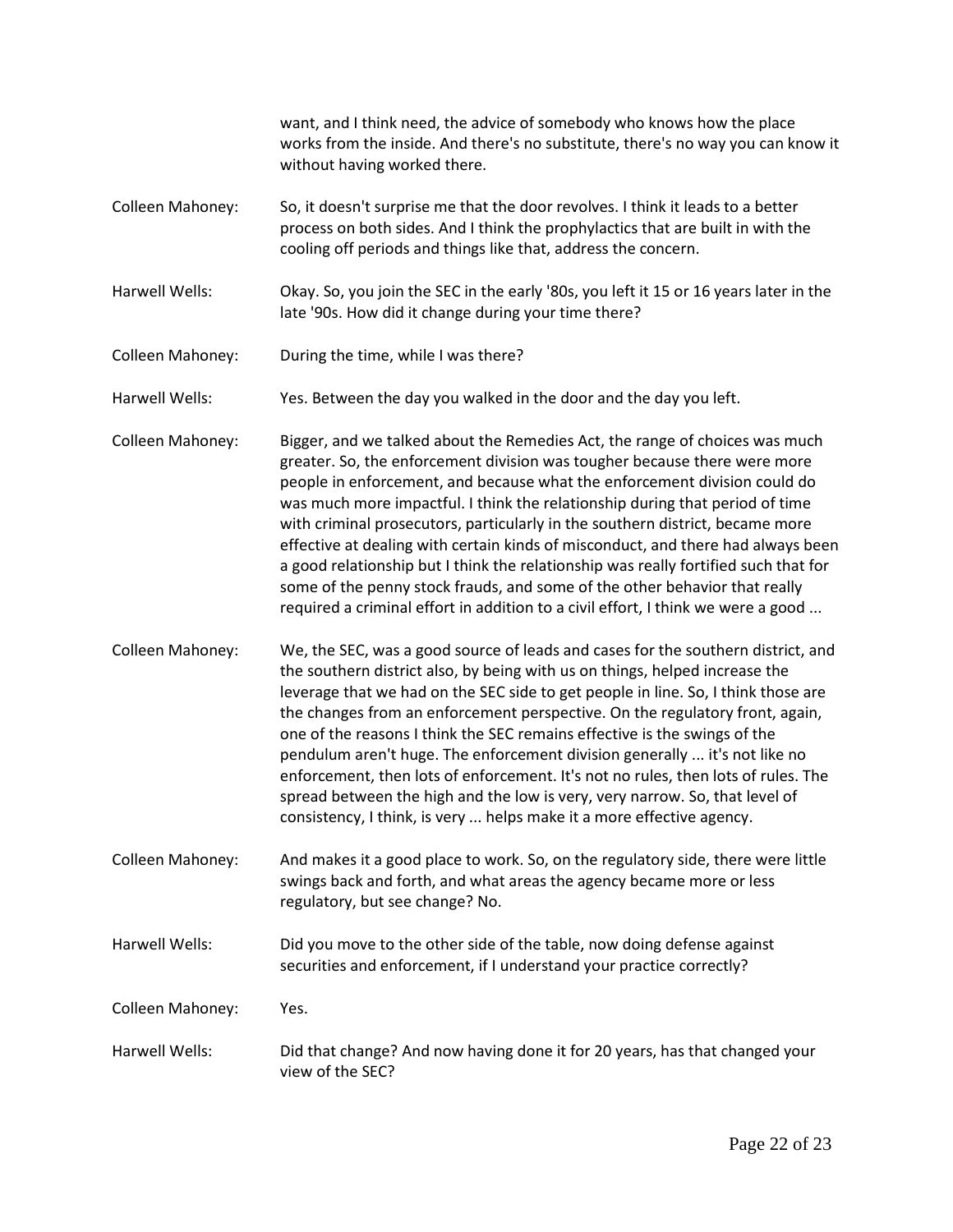want, and I think need, the advice of somebody who knows how the place works from the inside. And there's no substitute, there's no way you can know it without having worked there.

**Colleen Mahoney:** So, it doesn't surprise me that the door revolves. I think it leads to a better process on both sides. And I think the prophylactics that are built in with the cooling off periods and things like that, address the concern.

**Harwell Wells:** Okay. So, you join the SEC in the early '80s, you left it 15 or 16 years later in the late '90s. How did it change during your time there?

**Colleen Mahoney:** During the time, while I was there?

**Harwell Wells:** Yes. Between the day you walked in the door and the day you left.

**Colleen Mahoney:** Bigger, and we talked about the Remedies Act, the range of choices was much greater. So, the enforcement division was tougher because there were more people in enforcement, and because what the enforcement division could do was much more impactful. I think the relationship during that period of time with criminal prosecutors, particularly in the southern district, became more effective at dealing with certain kinds of misconduct, and there had always been a good relationship but I think the relationship was really fortified such that for some of the penny stock frauds, and some of the other behavior that really required a criminal effort in addition to a civil effort, I think we were a good ...

**Colleen Mahoney:** We, the SEC, was a good source of leads and cases for the southern district, and the southern district also, by being with us on things, helped increase the leverage that we had on the SEC side to get people in line. So, I think those are the changes from an enforcement perspective. On the regulatory front, again, one of the reasons I think the SEC remains effective is the swings of the pendulum aren't huge. The enforcement division generally ... it's not like no enforcement, then lots of enforcement. It's not no rules, then lots of rules. The spread between the high and the low is very, very narrow. So, that level of consistency, I think, is very ... helps make it a more effective agency.

**Colleen Mahoney:** And makes it a good place to work. So, on the regulatory side, there were little swings back and forth, and what areas the agency became more or less regulatory, but see change? No.

**Harwell Wells:** Did you move to the other side of the table, now doing defense against securities and enforcement, if I understand your practice correctly?

**Colleen Mahoney:** Yes.

**Harwell Wells:** Did that change? And now having done it for 20 years, has that changed your view of the SEC?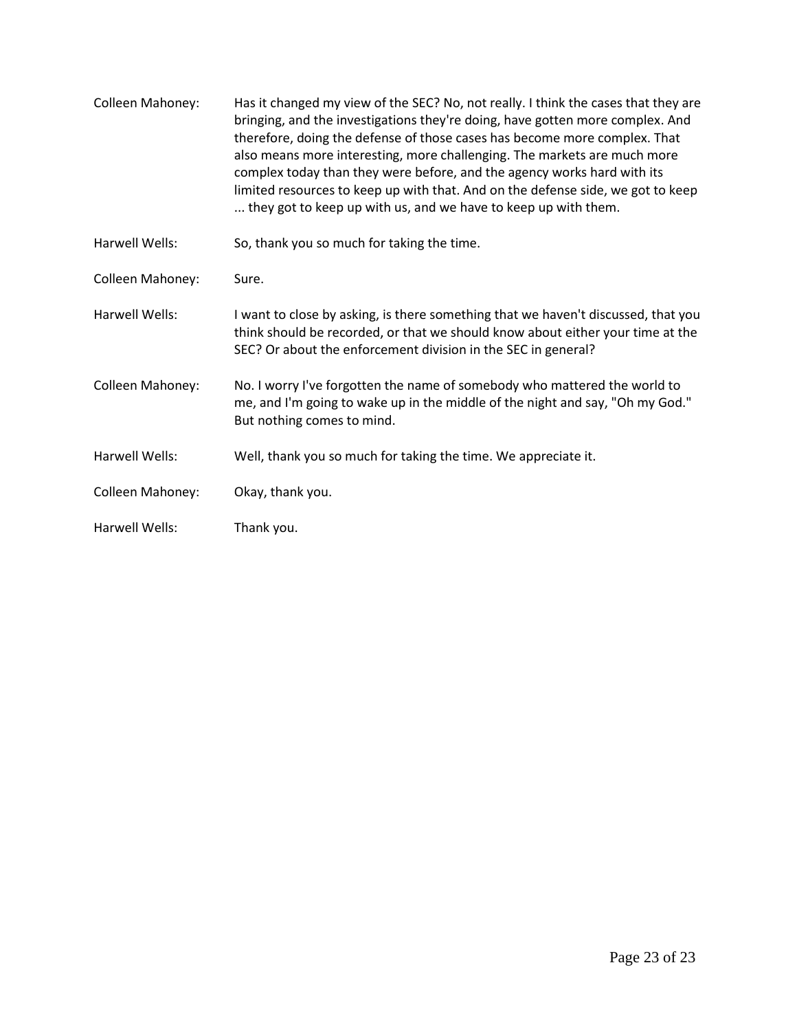Colleen Mahoney: Has it changed my view of the SEC? No, not really. I think the cases that they are bringing, and the investigations they're doing, have gotten more complex. And therefore, doing the defense of those cases has become more complex. That also means more interesting, more challenging. The markets are much more complex today than they were before, and the agency works hard with its limited resources to keep up with that. And on the defense side, we got to keep ... they got to keep up with us, and we have to keep up with them.

Harwell Wells: So, thank you so much for taking the time.

Colleen Mahoney: Sure.

Harwell Wells: I want to close by asking, is there something that we haven't discussed, that you think should be recorded, or that we should know about either your time at the SEC? Or about the enforcement division in the SEC in general?

Colleen Mahoney: No. I worry I've forgotten the name of somebody who mattered the world to me, and I'm going to wake up in the middle of the night and say, "Oh my God." But nothing comes to mind.

Harwell Wells: Well, thank you so much for taking the time. We appreciate it.

Colleen Mahoney: Okay, thank you.

Harwell Wells: Thank you.